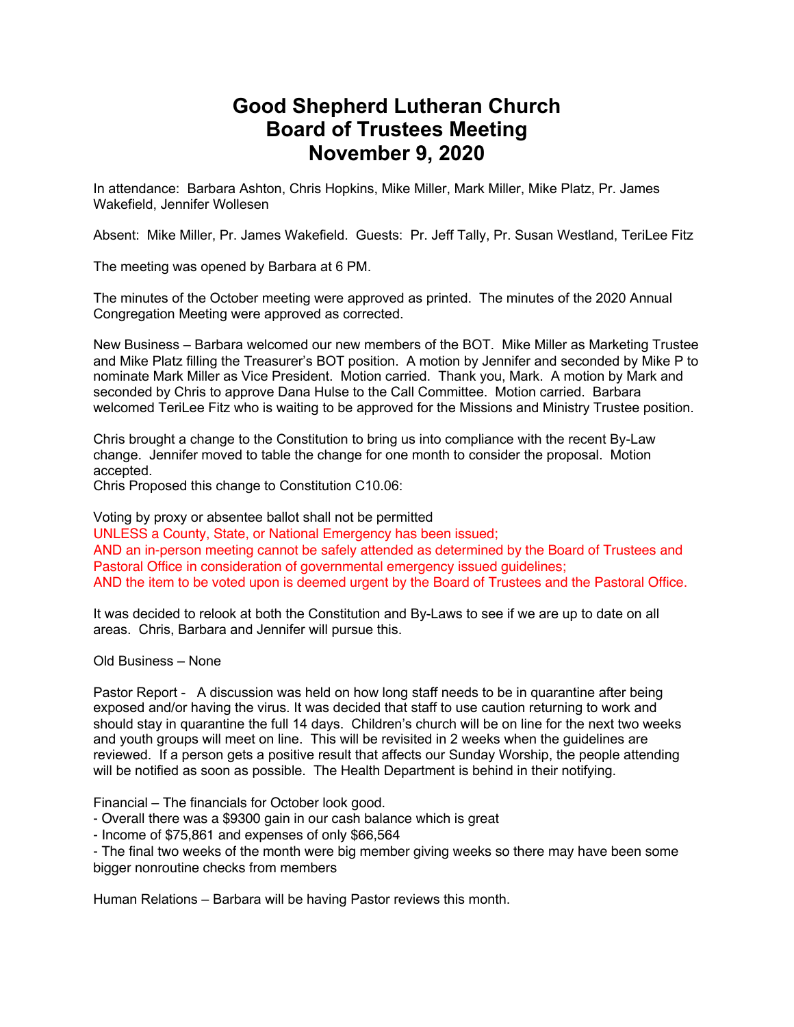# Good Shepherd Lutheran Church
# Board of Trustees Meeting
# November 9, 2020

In attendance: Barbara Ashton, Chris Hopkins, Mike Miller, Mark Miller, Mike Platz, Pr. James Wakefield, Jennifer Wollesen

Absent: Mike Miller, Pr. James Wakefield. Guests: Pr. Jeff Tally, Pr. Susan Westland, TeriLee Fitz

The meeting was opened by Barbara at 6 PM.

The minutes of the October meeting were approved as printed. The minutes of the 2020 Annual Congregation Meeting were approved as corrected.

New Business – Barbara welcomed our new members of the BOT. Mike Miller as Marketing Trustee and Mike Platz filling the Treasurer's BOT position. A motion by Jennifer and seconded by Mike P to nominate Mark Miller as Vice President. Motion carried. Thank you, Mark. A motion by Mark and seconded by Chris to approve Dana Hulse to the Call Committee. Motion carried. Barbara welcomed TeriLee Fitz who is waiting to be approved for the Missions and Ministry Trustee position.

Chris brought a change to the Constitution to bring us into compliance with the recent By-Law change. Jennifer moved to table the change for one month to consider the proposal. Motion accepted.
Chris Proposed this change to Constitution C10.06:

Voting by proxy or absentee ballot shall not be permitted
UNLESS a County, State, or National Emergency has been issued;
AND an in-person meeting cannot be safely attended as determined by the Board of Trustees and Pastoral Office in consideration of governmental emergency issued guidelines;
AND the item to be voted upon is deemed urgent by the Board of Trustees and the Pastoral Office.

It was decided to relook at both the Constitution and By-Laws to see if we are up to date on all areas. Chris, Barbara and Jennifer will pursue this.

Old Business – None

Pastor Report - A discussion was held on how long staff needs to be in quarantine after being exposed and/or having the virus. It was decided that staff to use caution returning to work and should stay in quarantine the full 14 days. Children's church will be on line for the next two weeks and youth groups will meet on line. This will be revisited in 2 weeks when the guidelines are reviewed. If a person gets a positive result that affects our Sunday Worship, the people attending will be notified as soon as possible. The Health Department is behind in their notifying.

Financial – The financials for October look good.
- Overall there was a $9300 gain in our cash balance which is great
- Income of $75,861 and expenses of only $66,564
- The final two weeks of the month were big member giving weeks so there may have been some bigger nonroutine checks from members

Human Relations – Barbara will be having Pastor reviews this month.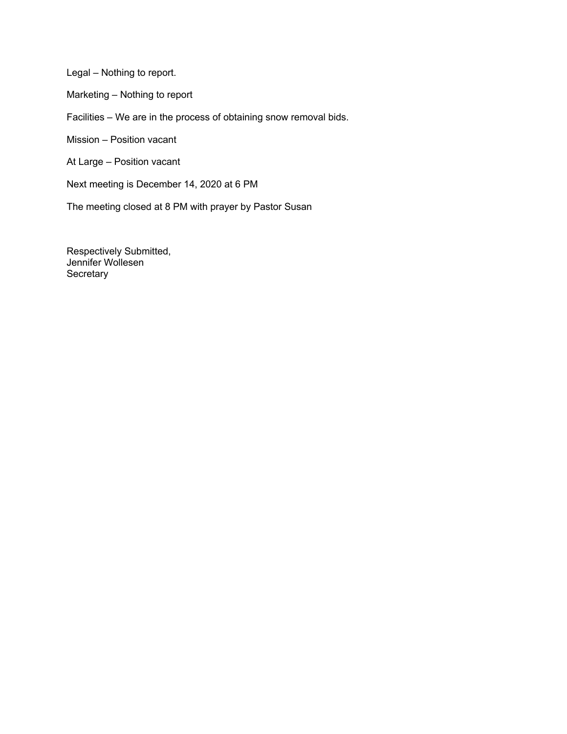Legal – Nothing to report.

Marketing – Nothing to report

Facilities – We are in the process of obtaining snow removal bids.

Mission – Position vacant

At Large – Position vacant

Next meeting is December 14, 2020 at 6 PM

The meeting closed at 8 PM with prayer by Pastor Susan

Respectively Submitted,  
Jennifer Wollesen  
Secretary